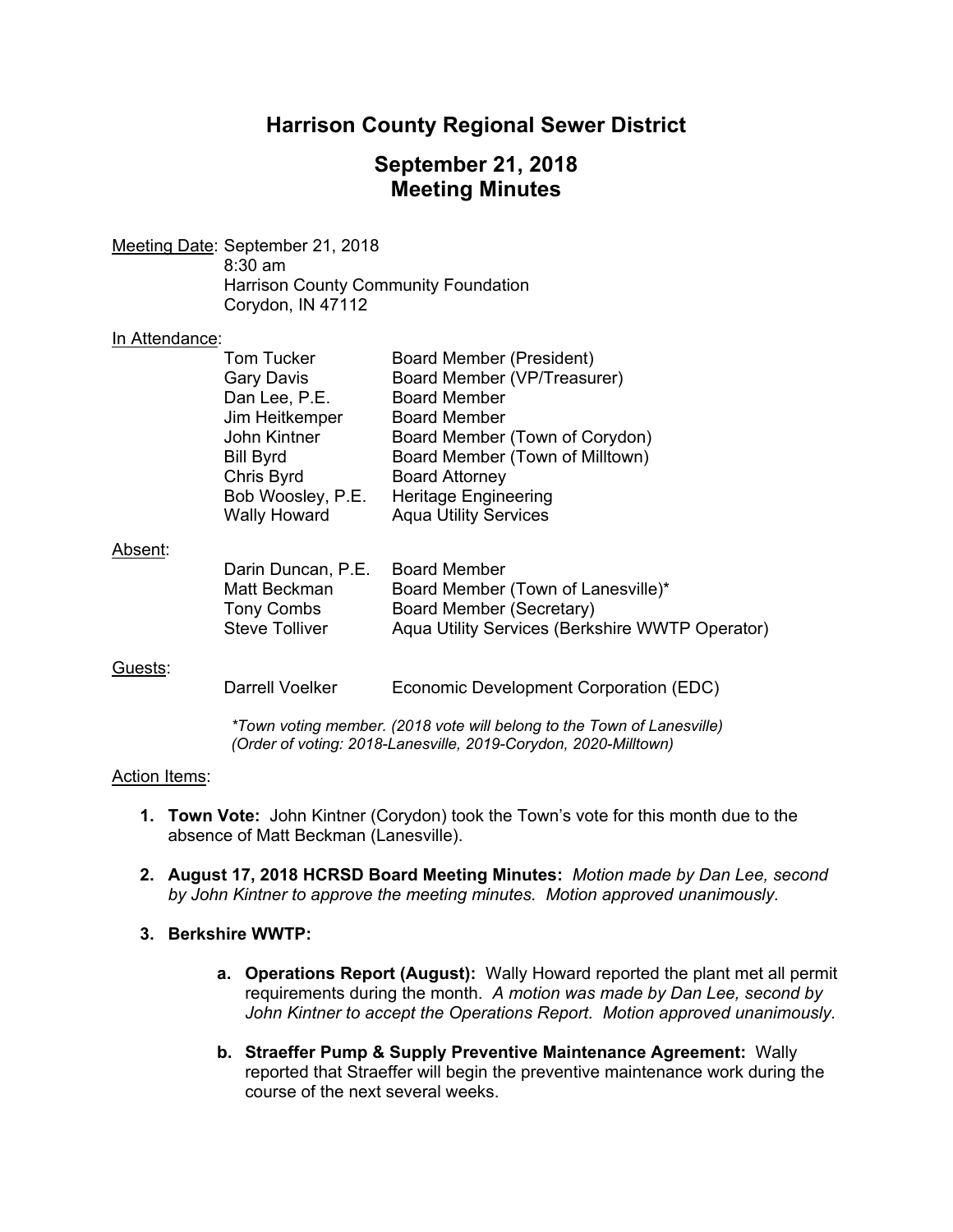# Harrison County Regional Sewer District

## September 21, 2018
## Meeting Minutes

Meeting Date: September 21, 2018
8:30 am
Harrison County Community Foundation
Corydon, IN 47112

In Attendance:

| | |
|---|---|
| Tom Tucker | Board Member (President) |
| Gary Davis | Board Member (VP/Treasurer) |
| Dan Lee, P.E. | Board Member |
| Jim Heitkemper | Board Member |
| John Kintner | Board Member (Town of Corydon) |
| Bill Byrd | Board Member (Town of Milltown) |
| Chris Byrd | Board Attorney |
| Bob Woosley, P.E. | Heritage Engineering |
| Wally Howard | Aqua Utility Services |

Absent:

| | |
|---|---|
| Darin Duncan, P.E. | Board Member |
| Matt Beckman | Board Member (Town of Lanesville)* |
| Tony Combs | Board Member (Secretary) |
| Steve Tolliver | Aqua Utility Services (Berkshire WWTP Operator) |

Guests:

| | |
|---|---|
| Darrell Voelker | Economic Development Corporation (EDC) |

*\*Town voting member. (2018 vote will belong to the Town of Lanesville)*
*(Order of voting: 2018-Lanesville, 2019-Corydon, 2020-Milltown)*

Action Items:

1. **Town Vote:** John Kintner (Corydon) took the Town's vote for this month due to the absence of Matt Beckman (Lanesville).

2. **August 17, 2018 HCRSD Board Meeting Minutes:** *Motion made by Dan Lee, second by John Kintner to approve the meeting minutes. Motion approved unanimously.*

3. **Berkshire WWTP:**

   a. **Operations Report (August):** Wally Howard reported the plant met all permit requirements during the month. *A motion was made by Dan Lee, second by John Kintner to accept the Operations Report. Motion approved unanimously.*

   b. **Straeffer Pump & Supply Preventive Maintenance Agreement:** Wally reported that Straeffer will begin the preventive maintenance work during the course of the next several weeks.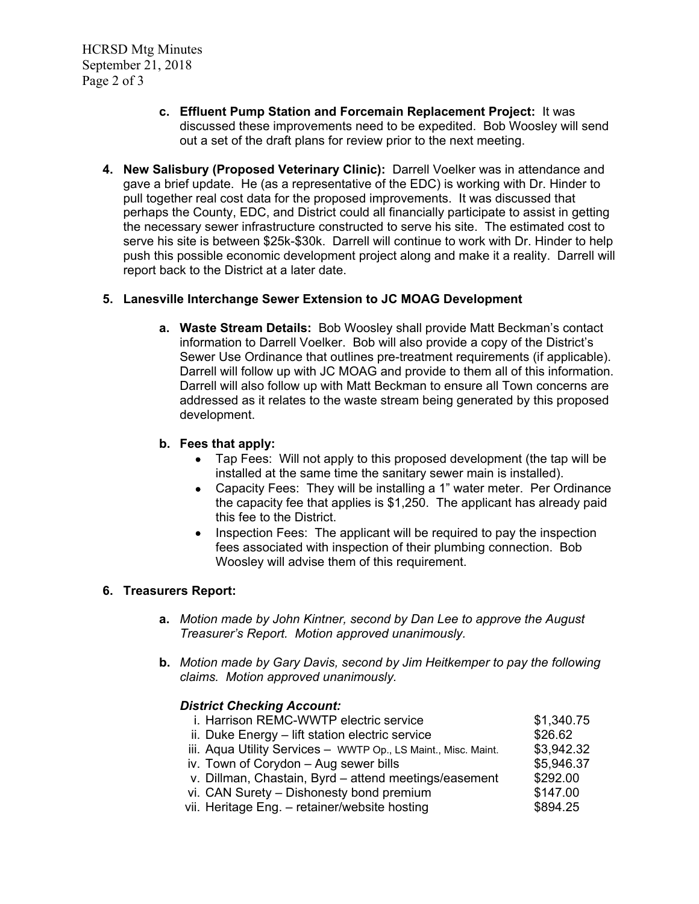c. **Effluent Pump Station and Forcemain Replacement Project:** It was discussed these improvements need to be expedited. Bob Woosley will send out a set of the draft plans for review prior to the next meeting.

4. **New Salisbury (Proposed Veterinary Clinic):** Darrell Voelker was in attendance and gave a brief update. He (as a representative of the EDC) is working with Dr. Hinder to pull together real cost data for the proposed improvements. It was discussed that perhaps the County, EDC, and District could all financially participate to assist in getting the necessary sewer infrastructure constructed to serve his site. The estimated cost to serve his site is between $25k-$30k. Darrell will continue to work with Dr. Hinder to help push this possible economic development project along and make it a reality. Darrell will report back to the District at a later date.

5. **Lanesville Interchange Sewer Extension to JC MOAG Development**

   a. **Waste Stream Details:** Bob Woosley shall provide Matt Beckman's contact information to Darrell Voelker. Bob will also provide a copy of the District's Sewer Use Ordinance that outlines pre-treatment requirements (if applicable). Darrell will follow up with JC MOAG and provide to them all of this information. Darrell will also follow up with Matt Beckman to ensure all Town concerns are addressed as it relates to the waste stream being generated by this proposed development.

   b. **Fees that apply:**
      - Tap Fees: Will not apply to this proposed development (the tap will be installed at the same time the sanitary sewer main is installed).
      - Capacity Fees: They will be installing a 1" water meter. Per Ordinance the capacity fee that applies is $1,250. The applicant has already paid this fee to the District.
      - Inspection Fees: The applicant will be required to pay the inspection fees associated with inspection of their plumbing connection. Bob Woosley will advise them of this requirement.

6. **Treasurers Report:**

   a. *Motion made by John Kintner, second by Dan Lee to approve the August Treasurer's Report. Motion approved unanimously.*

   b. *Motion made by Gary Davis, second by Jim Heitkemper to pay the following claims. Motion approved unanimously.*

   ***District Checking Account:***

   | | |
   |---|---|
   | i. Harrison REMC-WWTP electric service | $1,340.75 |
   | ii. Duke Energy – lift station electric service | $26.62 |
   | iii. Aqua Utility Services – WWTP Op., LS Maint., Misc. Maint. | $3,942.32 |
   | iv. Town of Corydon – Aug sewer bills | $5,946.37 |
   | v. Dillman, Chastain, Byrd – attend meetings/easement | $292.00 |
   | vi. CAN Surety – Dishonesty bond premium | $147.00 |
   | vii. Heritage Eng. – retainer/website hosting | $894.25 |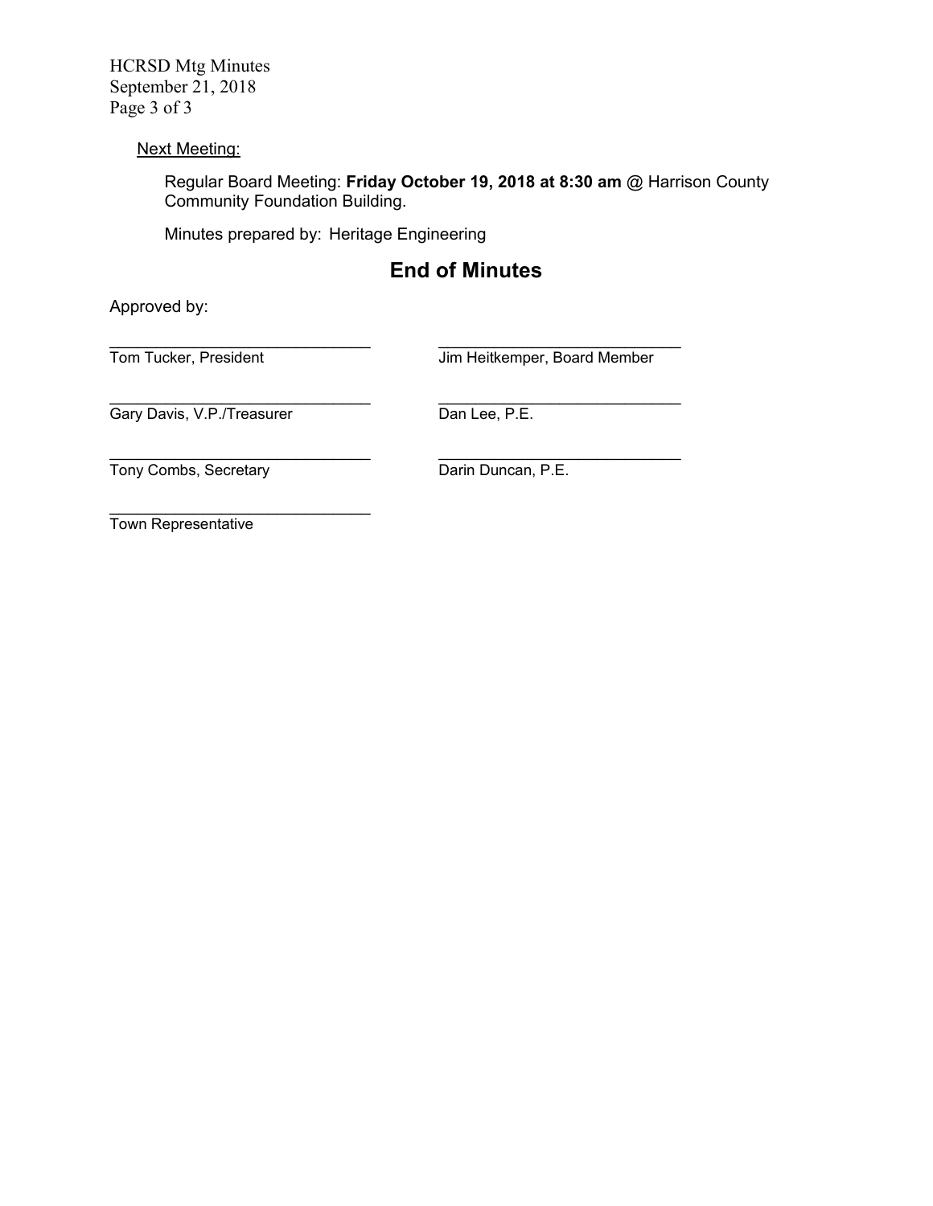<u>Next Meeting:</u>

Regular Board Meeting: **Friday October 19, 2018 at 8:30 am** @ Harrison County Community Foundation Building.

Minutes prepared by: Heritage Engineering

## End of Minutes

Approved by:

| | |
|---|---|
| \_\_\_\_\_\_\_\_\_\_\_\_\_\_\_\_\_\_\_\_\_\_\_\_\_\_\_\_ | \_\_\_\_\_\_\_\_\_\_\_\_\_\_\_\_\_\_\_\_\_\_\_\_\_\_\_\_ |
| Tom Tucker, President | Jim Heitkemper, Board Member |
| \_\_\_\_\_\_\_\_\_\_\_\_\_\_\_\_\_\_\_\_\_\_\_\_\_\_\_\_ | \_\_\_\_\_\_\_\_\_\_\_\_\_\_\_\_\_\_\_\_\_\_\_\_\_\_\_\_ |
| Gary Davis, V.P./Treasurer | Dan Lee, P.E. |
| \_\_\_\_\_\_\_\_\_\_\_\_\_\_\_\_\_\_\_\_\_\_\_\_\_\_\_\_ | \_\_\_\_\_\_\_\_\_\_\_\_\_\_\_\_\_\_\_\_\_\_\_\_\_\_\_\_ |
| Tony Combs, Secretary | Darin Duncan, P.E. |
| \_\_\_\_\_\_\_\_\_\_\_\_\_\_\_\_\_\_\_\_\_\_\_\_\_\_\_\_ | |
| Town Representative | |